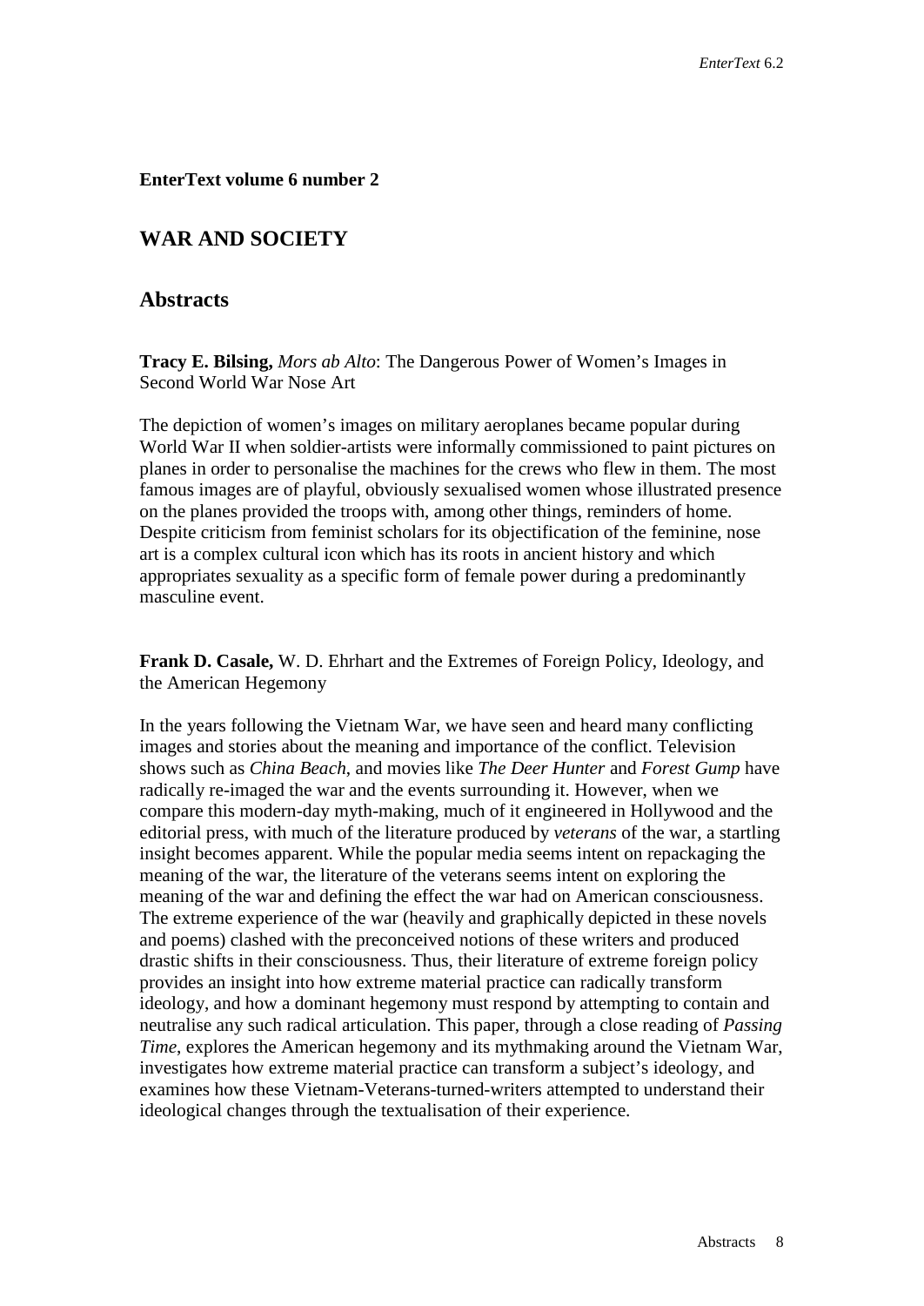**EnterText volume 6 number 2**

## WAR AND SOCIETY

## Abstracts

**Tracy E. Bilsing,** *Mors ab Alto*: The Dangerous Power of Women's Images in Second World War Nose Art

The depiction of women's images on military aeroplanes became popular during World War II when soldier-artists were informally commissioned to paint pictures on planes in order to personalise the machines for the crews who flew in them. The most famous images are of playful, obviously sexualised women whose illustrated presence on the planes provided the troops with, among other things, reminders of home. Despite criticism from feminist scholars for its objectification of the feminine, nose art is a complex cultural icon which has its roots in ancient history and which appropriates sexuality as a specific form of female power during a predominantly masculine event.

**Frank D. Casale,** W. D. Ehrhart and the Extremes of Foreign Policy, Ideology, and the American Hegemony

In the years following the Vietnam War, we have seen and heard many conflicting images and stories about the meaning and importance of the conflict. Television shows such as *China Beach*, and movies like *The Deer Hunter* and *Forest Gump* have radically re-imaged the war and the events surrounding it. However, when we compare this modern-day myth-making, much of it engineered in Hollywood and the editorial press, with much of the literature produced by *veterans* of the war, a startling insight becomes apparent. While the popular media seems intent on repackaging the meaning of the war, the literature of the veterans seems intent on exploring the meaning of the war and defining the effect the war had on American consciousness. The extreme experience of the war (heavily and graphically depicted in these novels and poems) clashed with the preconceived notions of these writers and produced drastic shifts in their consciousness. Thus, their literature of extreme foreign policy provides an insight into how extreme material practice can radically transform ideology, and how a dominant hegemony must respond by attempting to contain and neutralise any such radical articulation. This paper, through a close reading of *Passing Time*, explores the American hegemony and its mythmaking around the Vietnam War, investigates how extreme material practice can transform a subject's ideology, and examines how these Vietnam-Veterans-turned-writers attempted to understand their ideological changes through the textualisation of their experience.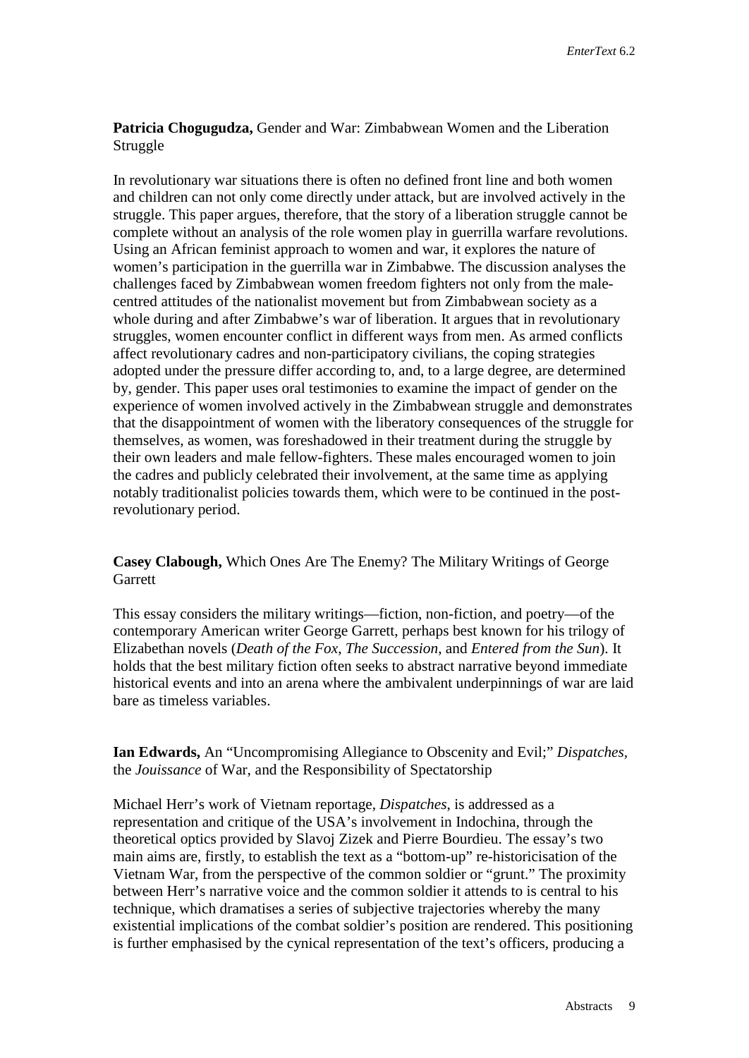**Patricia Chogugudza,** Gender and War: Zimbabwean Women and the Liberation Struggle

In revolutionary war situations there is often no defined front line and both women and children can not only come directly under attack, but are involved actively in the struggle. This paper argues, therefore, that the story of a liberation struggle cannot be complete without an analysis of the role women play in guerrilla warfare revolutions. Using an African feminist approach to women and war, it explores the nature of women's participation in the guerrilla war in Zimbabwe. The discussion analyses the challenges faced by Zimbabwean women freedom fighters not only from the male-centred attitudes of the nationalist movement but from Zimbabwean society as a whole during and after Zimbabwe's war of liberation. It argues that in revolutionary struggles, women encounter conflict in different ways from men. As armed conflicts affect revolutionary cadres and non-participatory civilians, the coping strategies adopted under the pressure differ according to, and, to a large degree, are determined by, gender. This paper uses oral testimonies to examine the impact of gender on the experience of women involved actively in the Zimbabwean struggle and demonstrates that the disappointment of women with the liberatory consequences of the struggle for themselves, as women, was foreshadowed in their treatment during the struggle by their own leaders and male fellow-fighters. These males encouraged women to join the cadres and publicly celebrated their involvement, at the same time as applying notably traditionalist policies towards them, which were to be continued in the post-revolutionary period.

**Casey Clabough,** Which Ones Are The Enemy? The Military Writings of George Garrett

This essay considers the military writings—fiction, non-fiction, and poetry—of the contemporary American writer George Garrett, perhaps best known for his trilogy of Elizabethan novels (*Death of the Fox*, *The Succession*, and *Entered from the Sun*). It holds that the best military fiction often seeks to abstract narrative beyond immediate historical events and into an arena where the ambivalent underpinnings of war are laid bare as timeless variables.

**Ian Edwards,** An "Uncompromising Allegiance to Obscenity and Evil;" *Dispatches*, the *Jouissance* of War, and the Responsibility of Spectatorship

Michael Herr's work of Vietnam reportage, *Dispatches*, is addressed as a representation and critique of the USA's involvement in Indochina, through the theoretical optics provided by Slavoj Zizek and Pierre Bourdieu. The essay's two main aims are, firstly, to establish the text as a "bottom-up" re-historicisation of the Vietnam War, from the perspective of the common soldier or "grunt." The proximity between Herr's narrative voice and the common soldier it attends to is central to his technique, which dramatises a series of subjective trajectories whereby the many existential implications of the combat soldier's position are rendered. This positioning is further emphasised by the cynical representation of the text's officers, producing a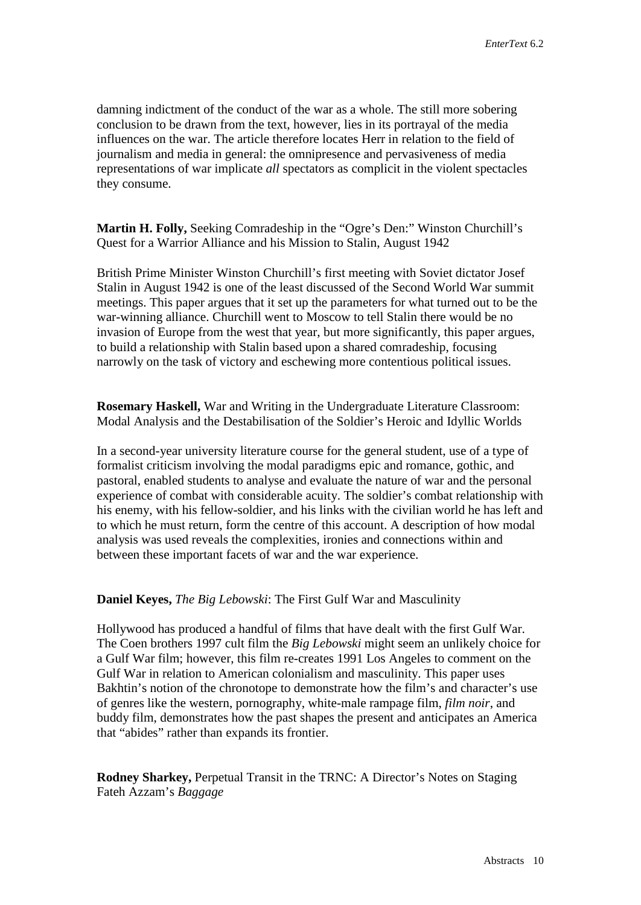damning indictment of the conduct of the war as a whole. The still more sobering conclusion to be drawn from the text, however, lies in its portrayal of the media influences on the war. The article therefore locates Herr in relation to the field of journalism and media in general: the omnipresence and pervasiveness of media representations of war implicate *all* spectators as complicit in the violent spectacles they consume.

**Martin H. Folly,** Seeking Comradeship in the "Ogre's Den:" Winston Churchill's Quest for a Warrior Alliance and his Mission to Stalin, August 1942

British Prime Minister Winston Churchill's first meeting with Soviet dictator Josef Stalin in August 1942 is one of the least discussed of the Second World War summit meetings. This paper argues that it set up the parameters for what turned out to be the war-winning alliance. Churchill went to Moscow to tell Stalin there would be no invasion of Europe from the west that year, but more significantly, this paper argues, to build a relationship with Stalin based upon a shared comradeship, focusing narrowly on the task of victory and eschewing more contentious political issues.

**Rosemary Haskell,** War and Writing in the Undergraduate Literature Classroom: Modal Analysis and the Destabilisation of the Soldier's Heroic and Idyllic Worlds

In a second-year university literature course for the general student, use of a type of formalist criticism involving the modal paradigms epic and romance, gothic, and pastoral, enabled students to analyse and evaluate the nature of war and the personal experience of combat with considerable acuity. The soldier's combat relationship with his enemy, with his fellow-soldier, and his links with the civilian world he has left and to which he must return, form the centre of this account. A description of how modal analysis was used reveals the complexities, ironies and connections within and between these important facets of war and the war experience.

**Daniel Keyes,** *The Big Lebowski*: The First Gulf War and Masculinity

Hollywood has produced a handful of films that have dealt with the first Gulf War. The Coen brothers 1997 cult film the *Big Lebowski* might seem an unlikely choice for a Gulf War film; however, this film re-creates 1991 Los Angeles to comment on the Gulf War in relation to American colonialism and masculinity. This paper uses Bakhtin's notion of the chronotope to demonstrate how the film's and character's use of genres like the western, pornography, white-male rampage film, *film noir*, and buddy film, demonstrates how the past shapes the present and anticipates an America that "abides" rather than expands its frontier.

**Rodney Sharkey,** Perpetual Transit in the TRNC: A Director's Notes on Staging Fateh Azzam's *Baggage*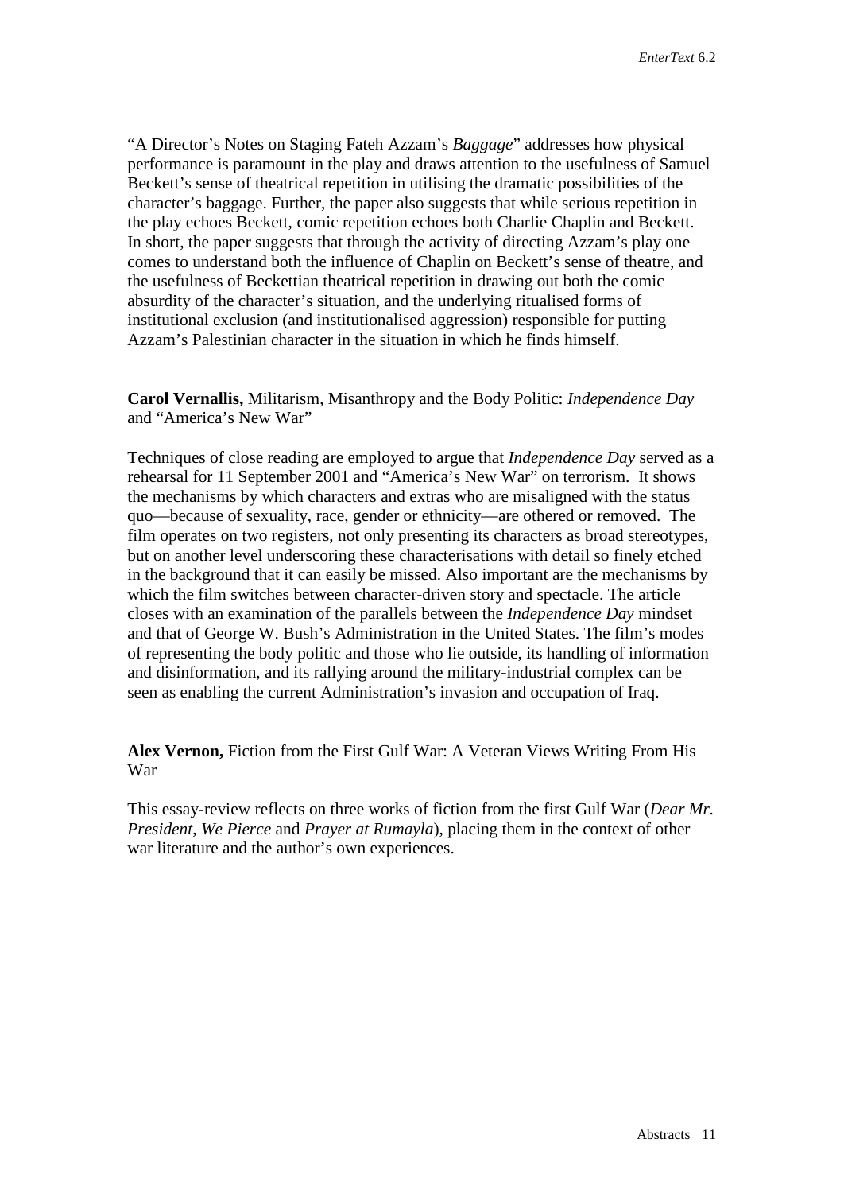"A Director's Notes on Staging Fateh Azzam's *Baggage*" addresses how physical performance is paramount in the play and draws attention to the usefulness of Samuel Beckett's sense of theatrical repetition in utilising the dramatic possibilities of the character's baggage. Further, the paper also suggests that while serious repetition in the play echoes Beckett, comic repetition echoes both Charlie Chaplin and Beckett. In short, the paper suggests that through the activity of directing Azzam's play one comes to understand both the influence of Chaplin on Beckett's sense of theatre, and the usefulness of Beckettian theatrical repetition in drawing out both the comic absurdity of the character's situation, and the underlying ritualised forms of institutional exclusion (and institutionalised aggression) responsible for putting Azzam's Palestinian character in the situation in which he finds himself.

**Carol Vernallis,** Militarism, Misanthropy and the Body Politic: *Independence Day* and "America's New War"

Techniques of close reading are employed to argue that *Independence Day* served as a rehearsal for 11 September 2001 and "America's New War" on terrorism. It shows the mechanisms by which characters and extras who are misaligned with the status quo—because of sexuality, race, gender or ethnicity—are othered or removed. The film operates on two registers, not only presenting its characters as broad stereotypes, but on another level underscoring these characterisations with detail so finely etched in the background that it can easily be missed. Also important are the mechanisms by which the film switches between character-driven story and spectacle. The article closes with an examination of the parallels between the *Independence Day* mindset and that of George W. Bush's Administration in the United States. The film's modes of representing the body politic and those who lie outside, its handling of information and disinformation, and its rallying around the military-industrial complex can be seen as enabling the current Administration's invasion and occupation of Iraq.

**Alex Vernon,** Fiction from the First Gulf War: A Veteran Views Writing From His War

This essay-review reflects on three works of fiction from the first Gulf War (*Dear Mr. President*, *We Pierce* and *Prayer at Rumayla*), placing them in the context of other war literature and the author's own experiences.